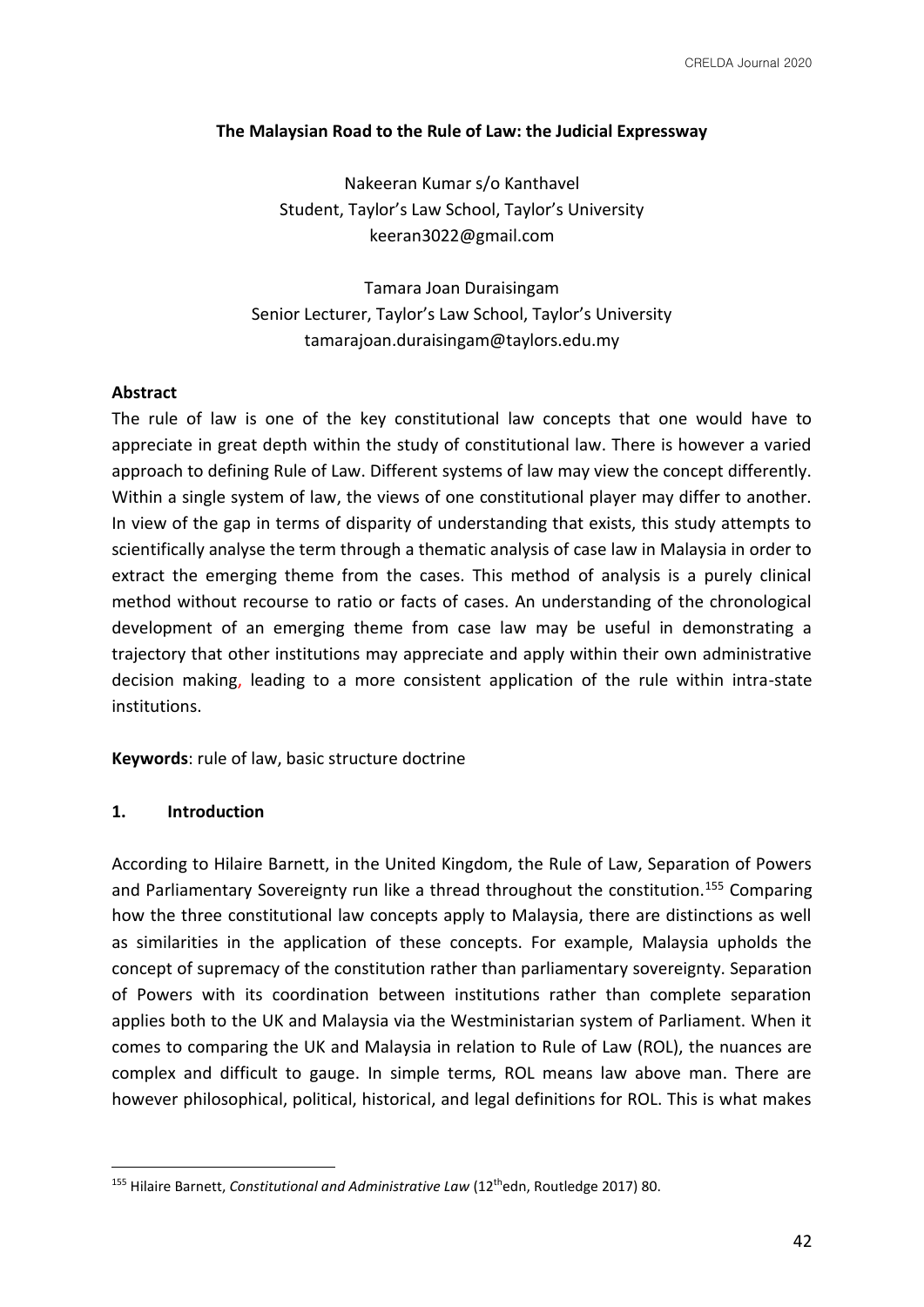# The Malaysian Road to the Rule of Law: the Judicial Expressway

Nakeeran Kumar s/o Kanthavel
Student, Taylor's Law School, Taylor's University
keeran3022@gmail.com

Tamara Joan Duraisingam
Senior Lecturer, Taylor's Law School, Taylor's University
tamarajoan.duraisingam@taylors.edu.my

**Abstract**

The rule of law is one of the key constitutional law concepts that one would have to appreciate in great depth within the study of constitutional law. There is however a varied approach to defining Rule of Law. Different systems of law may view the concept differently. Within a single system of law, the views of one constitutional player may differ to another. In view of the gap in terms of disparity of understanding that exists, this study attempts to scientifically analyse the term through a thematic analysis of case law in Malaysia in order to extract the emerging theme from the cases. This method of analysis is a purely clinical method without recourse to ratio or facts of cases. An understanding of the chronological development of an emerging theme from case law may be useful in demonstrating a trajectory that other institutions may appreciate and apply within their own administrative decision making, leading to a more consistent application of the rule within intra-state institutions.

**Keywords**: rule of law, basic structure doctrine

## 1. Introduction

According to Hilaire Barnett, in the United Kingdom, the Rule of Law, Separation of Powers and Parliamentary Sovereignty run like a thread throughout the constitution.[155] Comparing how the three constitutional law concepts apply to Malaysia, there are distinctions as well as similarities in the application of these concepts. For example, Malaysia upholds the concept of supremacy of the constitution rather than parliamentary sovereignty. Separation of Powers with its coordination between institutions rather than complete separation applies both to the UK and Malaysia via the Westministarian system of Parliament. When it comes to comparing the UK and Malaysia in relation to Rule of Law (ROL), the nuances are complex and difficult to gauge. In simple terms, ROL means law above man. There are however philosophical, political, historical, and legal definitions for ROL. This is what makes

[155] Hilaire Barnett, *Constitutional and Administrative Law* (12[th]edn, Routledge 2017) 80.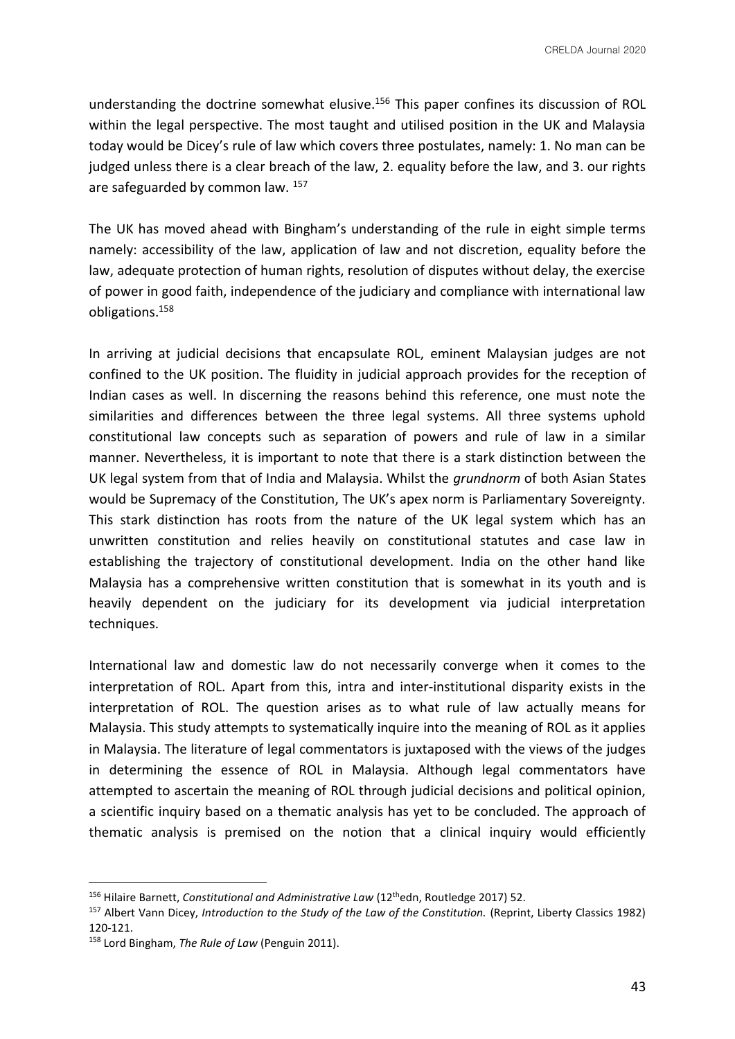understanding the doctrine somewhat elusive.[156] This paper confines its discussion of ROL within the legal perspective. The most taught and utilised position in the UK and Malaysia today would be Dicey's rule of law which covers three postulates, namely: 1. No man can be judged unless there is a clear breach of the law, 2. equality before the law, and 3. our rights are safeguarded by common law. [157]

The UK has moved ahead with Bingham's understanding of the rule in eight simple terms namely: accessibility of the law, application of law and not discretion, equality before the law, adequate protection of human rights, resolution of disputes without delay, the exercise of power in good faith, independence of the judiciary and compliance with international law obligations.[158]

In arriving at judicial decisions that encapsulate ROL, eminent Malaysian judges are not confined to the UK position. The fluidity in judicial approach provides for the reception of Indian cases as well. In discerning the reasons behind this reference, one must note the similarities and differences between the three legal systems. All three systems uphold constitutional law concepts such as separation of powers and rule of law in a similar manner. Nevertheless, it is important to note that there is a stark distinction between the UK legal system from that of India and Malaysia. Whilst the *grundnorm* of both Asian States would be Supremacy of the Constitution, The UK's apex norm is Parliamentary Sovereignty. This stark distinction has roots from the nature of the UK legal system which has an unwritten constitution and relies heavily on constitutional statutes and case law in establishing the trajectory of constitutional development. India on the other hand like Malaysia has a comprehensive written constitution that is somewhat in its youth and is heavily dependent on the judiciary for its development via judicial interpretation techniques.

International law and domestic law do not necessarily converge when it comes to the interpretation of ROL. Apart from this, intra and inter-institutional disparity exists in the interpretation of ROL. The question arises as to what rule of law actually means for Malaysia. This study attempts to systematically inquire into the meaning of ROL as it applies in Malaysia. The literature of legal commentators is juxtaposed with the views of the judges in determining the essence of ROL in Malaysia. Although legal commentators have attempted to ascertain the meaning of ROL through judicial decisions and political opinion, a scientific inquiry based on a thematic analysis has yet to be concluded. The approach of thematic analysis is premised on the notion that a clinical inquiry would efficiently

---

[156] Hilaire Barnett, *Constitutional and Administrative Law* (12th edn, Routledge 2017) 52.

[157] Albert Vann Dicey, *Introduction to the Study of the Law of the Constitution.* (Reprint, Liberty Classics 1982) 120-121.

[158] Lord Bingham, *The Rule of Law* (Penguin 2011).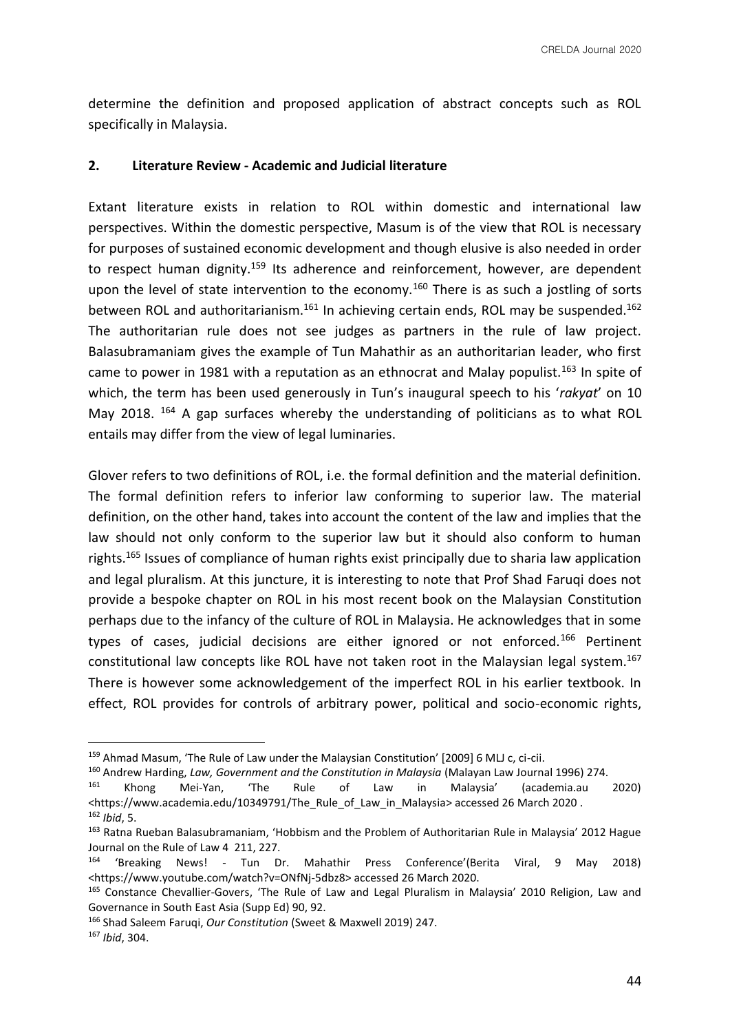determine the definition and proposed application of abstract concepts such as ROL specifically in Malaysia.

## 2. Literature Review - Academic and Judicial literature

Extant literature exists in relation to ROL within domestic and international law perspectives. Within the domestic perspective, Masum is of the view that ROL is necessary for purposes of sustained economic development and though elusive is also needed in order to respect human dignity.[159] Its adherence and reinforcement, however, are dependent upon the level of state intervention to the economy.[160] There is as such a jostling of sorts between ROL and authoritarianism.[161] In achieving certain ends, ROL may be suspended.[162] The authoritarian rule does not see judges as partners in the rule of law project. Balasubramaniam gives the example of Tun Mahathir as an authoritarian leader, who first came to power in 1981 with a reputation as an ethnocrat and Malay populist.[163] In spite of which, the term has been used generously in Tun's inaugural speech to his '*rakyat*' on 10 May 2018. [164] A gap surfaces whereby the understanding of politicians as to what ROL entails may differ from the view of legal luminaries.

Glover refers to two definitions of ROL, i.e. the formal definition and the material definition. The formal definition refers to inferior law conforming to superior law. The material definition, on the other hand, takes into account the content of the law and implies that the law should not only conform to the superior law but it should also conform to human rights.[165] Issues of compliance of human rights exist principally due to sharia law application and legal pluralism. At this juncture, it is interesting to note that Prof Shad Faruqi does not provide a bespoke chapter on ROL in his most recent book on the Malaysian Constitution perhaps due to the infancy of the culture of ROL in Malaysia. He acknowledges that in some types of cases, judicial decisions are either ignored or not enforced.[166] Pertinent constitutional law concepts like ROL have not taken root in the Malaysian legal system.[167] There is however some acknowledgement of the imperfect ROL in his earlier textbook. In effect, ROL provides for controls of arbitrary power, political and socio-economic rights,

---

[159] Ahmad Masum, 'The Rule of Law under the Malaysian Constitution' [2009] 6 MLJ c, ci-cii.

[160] Andrew Harding, *Law, Government and the Constitution in Malaysia* (Malayan Law Journal 1996) 274.

[161] Khong Mei-Yan, 'The Rule of Law in Malaysia' (academia.au 2020) <https://www.academia.edu/10349791/The_Rule_of_Law_in_Malaysia> accessed 26 March 2020 .

[162] *Ibid*, 5.

[163] Ratna Rueban Balasubramaniam, 'Hobbism and the Problem of Authoritarian Rule in Malaysia' 2012 Hague Journal on the Rule of Law 4 211, 227.

[164] 'Breaking News! - Tun Dr. Mahathir Press Conference'(Berita Viral, 9 May 2018) <https://www.youtube.com/watch?v=ONfNj-5dbz8> accessed 26 March 2020.

[165] Constance Chevallier-Govers, 'The Rule of Law and Legal Pluralism in Malaysia' 2010 Religion, Law and Governance in South East Asia (Supp Ed) 90, 92.

[166] Shad Saleem Faruqi, *Our Constitution* (Sweet & Maxwell 2019) 247.

[167] *Ibid*, 304.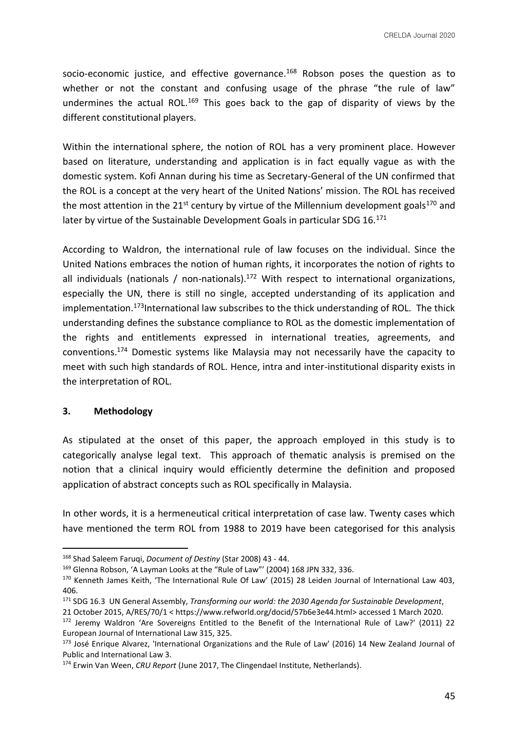socio-economic justice, and effective governance.[168] Robson poses the question as to whether or not the constant and confusing usage of the phrase "the rule of law" undermines the actual ROL.[169] This goes back to the gap of disparity of views by the different constitutional players.

Within the international sphere, the notion of ROL has a very prominent place. However based on literature, understanding and application is in fact equally vague as with the domestic system. Kofi Annan during his time as Secretary-General of the UN confirmed that the ROL is a concept at the very heart of the United Nations' mission. The ROL has received the most attention in the 21st century by virtue of the Millennium development goals[170] and later by virtue of the Sustainable Development Goals in particular SDG 16.[171]

According to Waldron, the international rule of law focuses on the individual. Since the United Nations embraces the notion of human rights, it incorporates the notion of rights to all individuals (nationals / non-nationals).[172] With respect to international organizations, especially the UN, there is still no single, accepted understanding of its application and implementation.[173]International law subscribes to the thick understanding of ROL. The thick understanding defines the substance compliance to ROL as the domestic implementation of the rights and entitlements expressed in international treaties, agreements, and conventions.[174] Domestic systems like Malaysia may not necessarily have the capacity to meet with such high standards of ROL. Hence, intra and inter-institutional disparity exists in the interpretation of ROL.

## 3. Methodology

As stipulated at the onset of this paper, the approach employed in this study is to categorically analyse legal text. This approach of thematic analysis is premised on the notion that a clinical inquiry would efficiently determine the definition and proposed application of abstract concepts such as ROL specifically in Malaysia.

In other words, it is a hermeneutical critical interpretation of case law. Twenty cases which have mentioned the term ROL from 1988 to 2019 have been categorised for this analysis

---

[168] Shad Saleem Faruqi, *Document of Destiny* (Star 2008) 43 - 44.

[169] Glenna Robson, 'A Layman Looks at the "Rule of Law"' (2004) 168 JPN 332, 336.

[170] Kenneth James Keith, 'The International Rule Of Law' (2015) 28 Leiden Journal of International Law 403, 406.

[171] SDG 16.3 UN General Assembly, *Transforming our world: the 2030 Agenda for Sustainable Development*, 21 October 2015, A/RES/70/1 < https://www.refworld.org/docid/57b6e3e44.html> accessed 1 March 2020.

[172] Jeremy Waldron 'Are Sovereigns Entitled to the Benefit of the International Rule of Law?' (2011) 22 European Journal of International Law 315, 325.

[173] José Enrique Alvarez, 'International Organizations and the Rule of Law' (2016) 14 New Zealand Journal of Public and International Law 3.

[174] Erwin Van Ween, *CRU Report* (June 2017, The Clingendael Institute, Netherlands).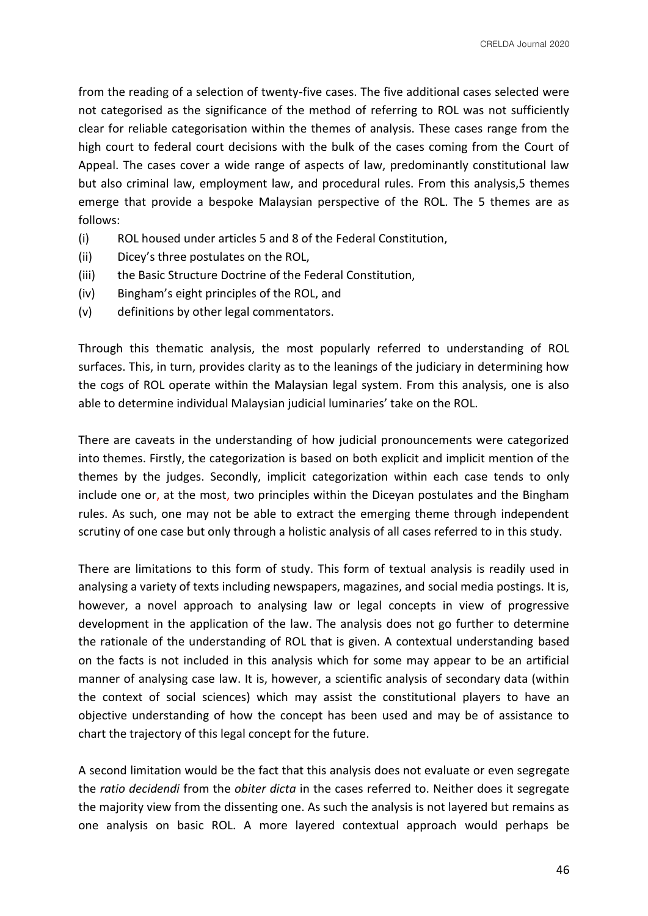from the reading of a selection of twenty-five cases. The five additional cases selected were not categorised as the significance of the method of referring to ROL was not sufficiently clear for reliable categorisation within the themes of analysis. These cases range from the high court to federal court decisions with the bulk of the cases coming from the Court of Appeal. The cases cover a wide range of aspects of law, predominantly constitutional law but also criminal law, employment law, and procedural rules. From this analysis,5 themes emerge that provide a bespoke Malaysian perspective of the ROL. The 5 themes are as follows:

(i) ROL housed under articles 5 and 8 of the Federal Constitution,
(ii) Dicey's three postulates on the ROL,
(iii) the Basic Structure Doctrine of the Federal Constitution,
(iv) Bingham's eight principles of the ROL, and
(v) definitions by other legal commentators.

Through this thematic analysis, the most popularly referred to understanding of ROL surfaces. This, in turn, provides clarity as to the leanings of the judiciary in determining how the cogs of ROL operate within the Malaysian legal system. From this analysis, one is also able to determine individual Malaysian judicial luminaries' take on the ROL.

There are caveats in the understanding of how judicial pronouncements were categorized into themes. Firstly, the categorization is based on both explicit and implicit mention of the themes by the judges. Secondly, implicit categorization within each case tends to only include one or, at the most, two principles within the Diceyan postulates and the Bingham rules. As such, one may not be able to extract the emerging theme through independent scrutiny of one case but only through a holistic analysis of all cases referred to in this study.

There are limitations to this form of study. This form of textual analysis is readily used in analysing a variety of texts including newspapers, magazines, and social media postings. It is, however, a novel approach to analysing law or legal concepts in view of progressive development in the application of the law. The analysis does not go further to determine the rationale of the understanding of ROL that is given. A contextual understanding based on the facts is not included in this analysis which for some may appear to be an artificial manner of analysing case law. It is, however, a scientific analysis of secondary data (within the context of social sciences) which may assist the constitutional players to have an objective understanding of how the concept has been used and may be of assistance to chart the trajectory of this legal concept for the future.

A second limitation would be the fact that this analysis does not evaluate or even segregate the *ratio decidendi* from the *obiter dicta* in the cases referred to. Neither does it segregate the majority view from the dissenting one. As such the analysis is not layered but remains as one analysis on basic ROL. A more layered contextual approach would perhaps be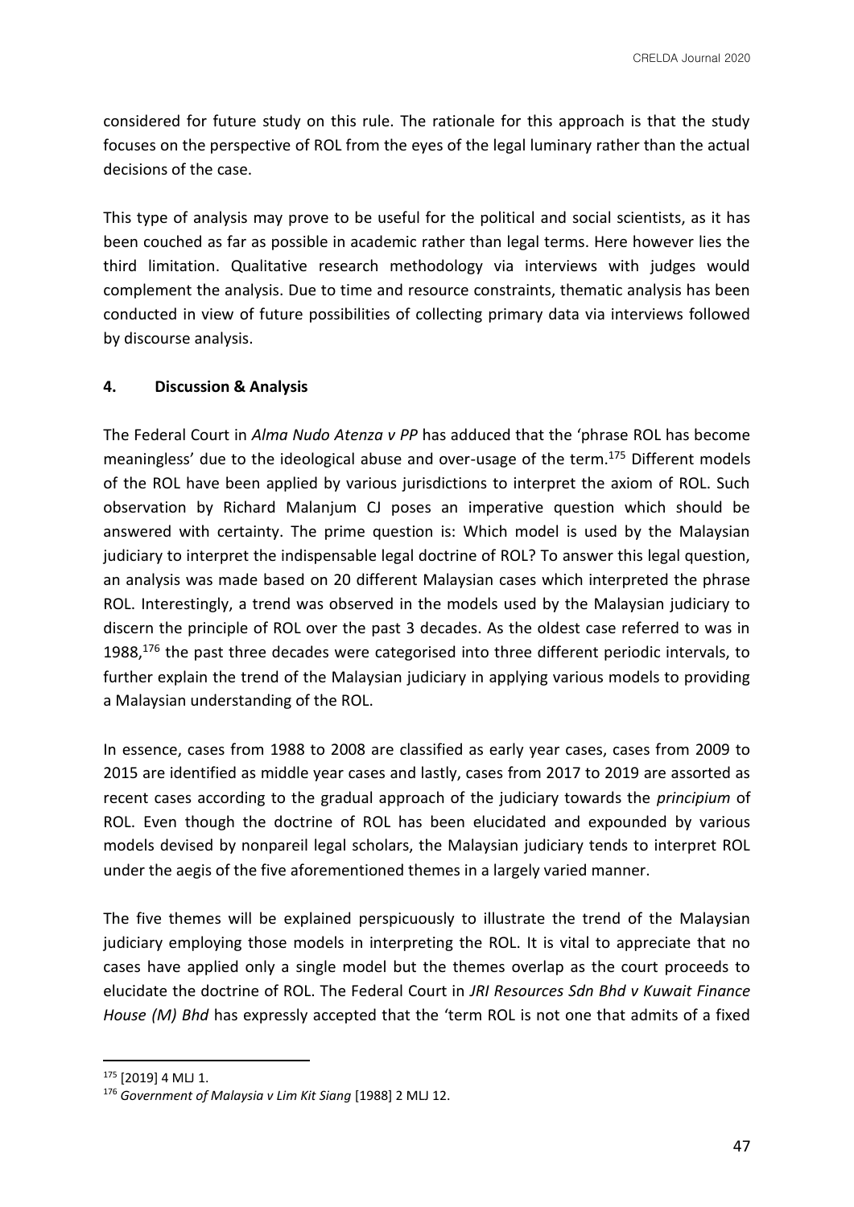considered for future study on this rule. The rationale for this approach is that the study focuses on the perspective of ROL from the eyes of the legal luminary rather than the actual decisions of the case.

This type of analysis may prove to be useful for the political and social scientists, as it has been couched as far as possible in academic rather than legal terms. Here however lies the third limitation. Qualitative research methodology via interviews with judges would complement the analysis. Due to time and resource constraints, thematic analysis has been conducted in view of future possibilities of collecting primary data via interviews followed by discourse analysis.

## 4. Discussion & Analysis

The Federal Court in *Alma Nudo Atenza v PP* has adduced that the 'phrase ROL has become meaningless' due to the ideological abuse and over-usage of the term.[175] Different models of the ROL have been applied by various jurisdictions to interpret the axiom of ROL. Such observation by Richard Malanjum CJ poses an imperative question which should be answered with certainty. The prime question is: Which model is used by the Malaysian judiciary to interpret the indispensable legal doctrine of ROL? To answer this legal question, an analysis was made based on 20 different Malaysian cases which interpreted the phrase ROL. Interestingly, a trend was observed in the models used by the Malaysian judiciary to discern the principle of ROL over the past 3 decades. As the oldest case referred to was in 1988,[176] the past three decades were categorised into three different periodic intervals, to further explain the trend of the Malaysian judiciary in applying various models to providing a Malaysian understanding of the ROL.

In essence, cases from 1988 to 2008 are classified as early year cases, cases from 2009 to 2015 are identified as middle year cases and lastly, cases from 2017 to 2019 are assorted as recent cases according to the gradual approach of the judiciary towards the *principium* of ROL. Even though the doctrine of ROL has been elucidated and expounded by various models devised by nonpareil legal scholars, the Malaysian judiciary tends to interpret ROL under the aegis of the five aforementioned themes in a largely varied manner.

The five themes will be explained perspicuously to illustrate the trend of the Malaysian judiciary employing those models in interpreting the ROL. It is vital to appreciate that no cases have applied only a single model but the themes overlap as the court proceeds to elucidate the doctrine of ROL. The Federal Court in *JRI Resources Sdn Bhd v Kuwait Finance House (M) Bhd* has expressly accepted that the 'term ROL is not one that admits of a fixed

---

[175] [2019] 4 MLJ 1.

[176] *Government of Malaysia v Lim Kit Siang* [1988] 2 MLJ 12.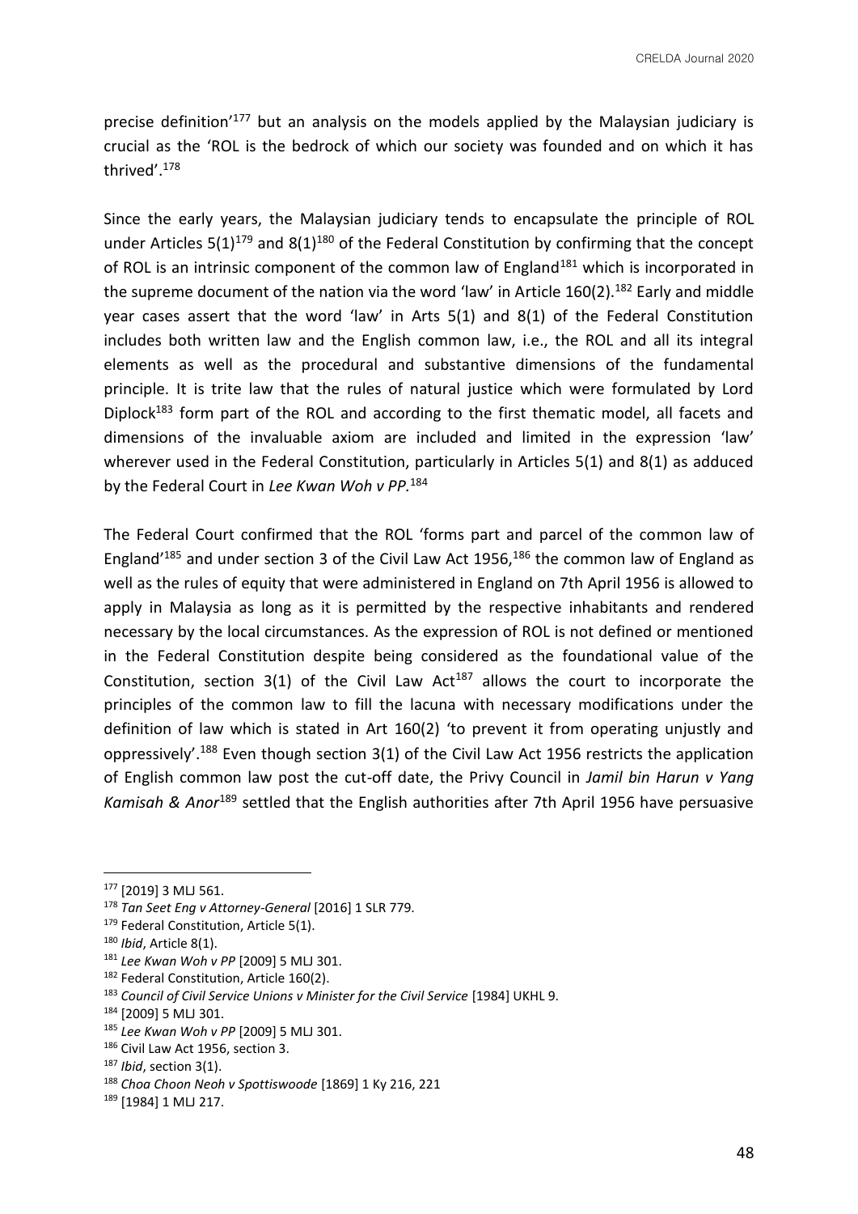precise definition'[177] but an analysis on the models applied by the Malaysian judiciary is crucial as the 'ROL is the bedrock of which our society was founded and on which it has thrived'.[178]

Since the early years, the Malaysian judiciary tends to encapsulate the principle of ROL under Articles 5(1)[179] and 8(1)[180] of the Federal Constitution by confirming that the concept of ROL is an intrinsic component of the common law of England[181] which is incorporated in the supreme document of the nation via the word 'law' in Article 160(2).[182] Early and middle year cases assert that the word 'law' in Arts 5(1) and 8(1) of the Federal Constitution includes both written law and the English common law, i.e., the ROL and all its integral elements as well as the procedural and substantive dimensions of the fundamental principle. It is trite law that the rules of natural justice which were formulated by Lord Diplock[183] form part of the ROL and according to the first thematic model, all facets and dimensions of the invaluable axiom are included and limited in the expression 'law' wherever used in the Federal Constitution, particularly in Articles 5(1) and 8(1) as adduced by the Federal Court in *Lee Kwan Woh v PP.*[184]

The Federal Court confirmed that the ROL 'forms part and parcel of the common law of England'[185] and under section 3 of the Civil Law Act 1956,[186] the common law of England as well as the rules of equity that were administered in England on 7th April 1956 is allowed to apply in Malaysia as long as it is permitted by the respective inhabitants and rendered necessary by the local circumstances. As the expression of ROL is not defined or mentioned in the Federal Constitution despite being considered as the foundational value of the Constitution, section 3(1) of the Civil Law Act[187] allows the court to incorporate the principles of the common law to fill the lacuna with necessary modifications under the definition of law which is stated in Art 160(2) 'to prevent it from operating unjustly and oppressively'.[188] Even though section 3(1) of the Civil Law Act 1956 restricts the application of English common law post the cut-off date, the Privy Council in *Jamil bin Harun v Yang Kamisah & Anor*[189] settled that the English authorities after 7th April 1956 have persuasive

---

[177] [2019] 3 MLJ 561.

[178] *Tan Seet Eng v Attorney-General* [2016] 1 SLR 779.

[179] Federal Constitution, Article 5(1).

[180] *Ibid*, Article 8(1).

[181] *Lee Kwan Woh v PP* [2009] 5 MLJ 301.

[182] Federal Constitution, Article 160(2).

[183] *Council of Civil Service Unions v Minister for the Civil Service* [1984] UKHL 9.

[184] [2009] 5 MLJ 301.

[185] *Lee Kwan Woh v PP* [2009] 5 MLJ 301.

[186] Civil Law Act 1956, section 3.

[187] *Ibid*, section 3(1).

[188] *Choa Choon Neoh v Spottiswoode* [1869] 1 Ky 216, 221

[189] [1984] 1 MLJ 217.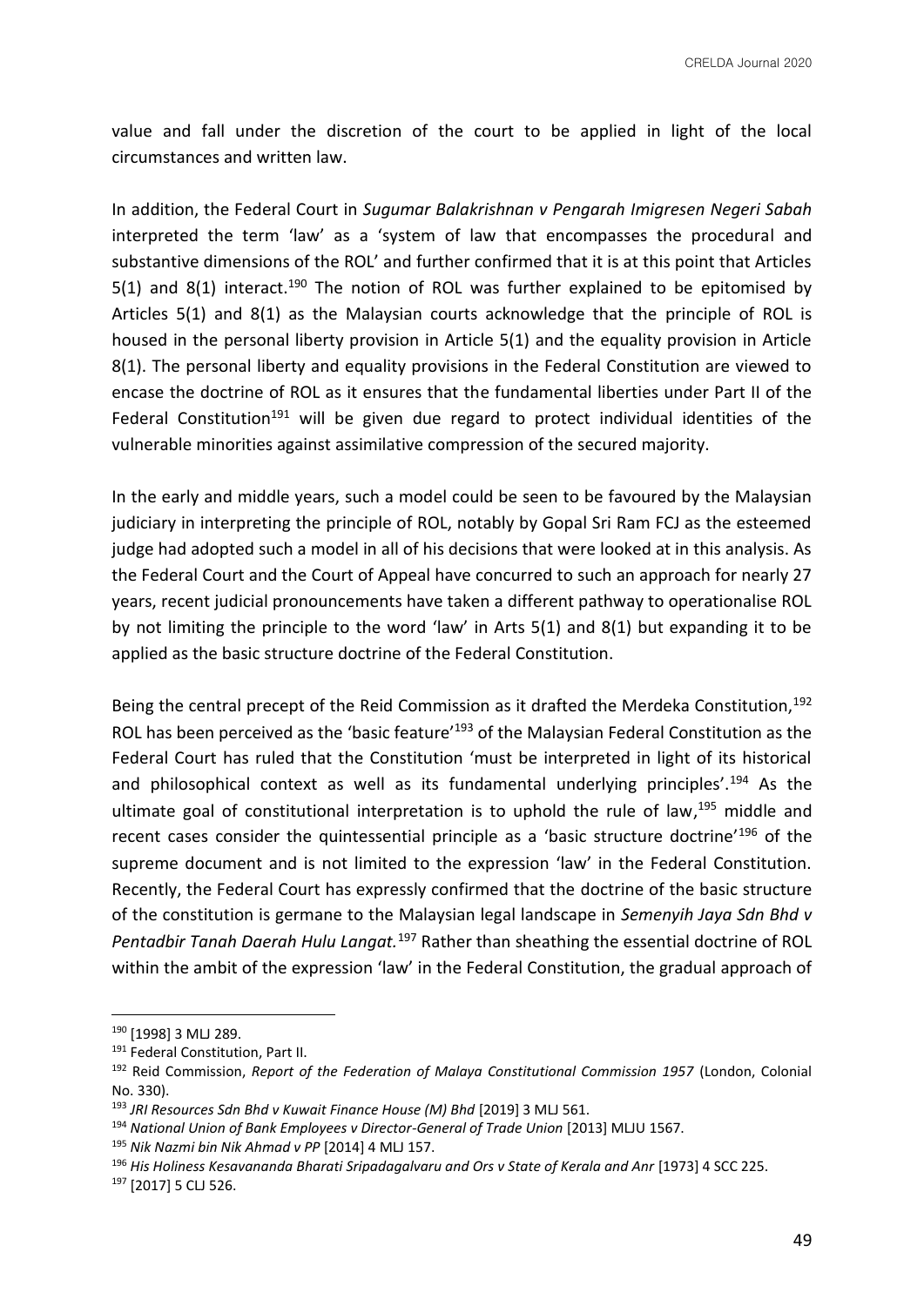value and fall under the discretion of the court to be applied in light of the local circumstances and written law.

In addition, the Federal Court in *Sugumar Balakrishnan v Pengarah Imigresen Negeri Sabah* interpreted the term 'law' as a 'system of law that encompasses the procedural and substantive dimensions of the ROL' and further confirmed that it is at this point that Articles 5(1) and 8(1) interact.[190] The notion of ROL was further explained to be epitomised by Articles 5(1) and 8(1) as the Malaysian courts acknowledge that the principle of ROL is housed in the personal liberty provision in Article 5(1) and the equality provision in Article 8(1). The personal liberty and equality provisions in the Federal Constitution are viewed to encase the doctrine of ROL as it ensures that the fundamental liberties under Part II of the Federal Constitution[191] will be given due regard to protect individual identities of the vulnerable minorities against assimilative compression of the secured majority.

In the early and middle years, such a model could be seen to be favoured by the Malaysian judiciary in interpreting the principle of ROL, notably by Gopal Sri Ram FCJ as the esteemed judge had adopted such a model in all of his decisions that were looked at in this analysis. As the Federal Court and the Court of Appeal have concurred to such an approach for nearly 27 years, recent judicial pronouncements have taken a different pathway to operationalise ROL by not limiting the principle to the word 'law' in Arts 5(1) and 8(1) but expanding it to be applied as the basic structure doctrine of the Federal Constitution.

Being the central precept of the Reid Commission as it drafted the Merdeka Constitution,[192] ROL has been perceived as the 'basic feature'[193] of the Malaysian Federal Constitution as the Federal Court has ruled that the Constitution 'must be interpreted in light of its historical and philosophical context as well as its fundamental underlying principles'.[194] As the ultimate goal of constitutional interpretation is to uphold the rule of law,[195] middle and recent cases consider the quintessential principle as a 'basic structure doctrine'[196] of the supreme document and is not limited to the expression 'law' in the Federal Constitution. Recently, the Federal Court has expressly confirmed that the doctrine of the basic structure of the constitution is germane to the Malaysian legal landscape in *Semenyih Jaya Sdn Bhd v Pentadbir Tanah Daerah Hulu Langat.*[197] Rather than sheathing the essential doctrine of ROL within the ambit of the expression 'law' in the Federal Constitution, the gradual approach of

---

[190] [1998] 3 MLJ 289.

[191] Federal Constitution, Part II.

[192] Reid Commission, *Report of the Federation of Malaya Constitutional Commission 1957* (London, Colonial No. 330).

[193] *JRI Resources Sdn Bhd v Kuwait Finance House (M) Bhd* [2019] 3 MLJ 561.

[194] *National Union of Bank Employees v Director-General of Trade Union* [2013] MLJU 1567.

[195] *Nik Nazmi bin Nik Ahmad v PP* [2014] 4 MLJ 157.

[196] *His Holiness Kesavananda Bharati Sripadagalvaru and Ors v State of Kerala and Anr* [1973] 4 SCC 225.

[197] [2017] 5 CLJ 526.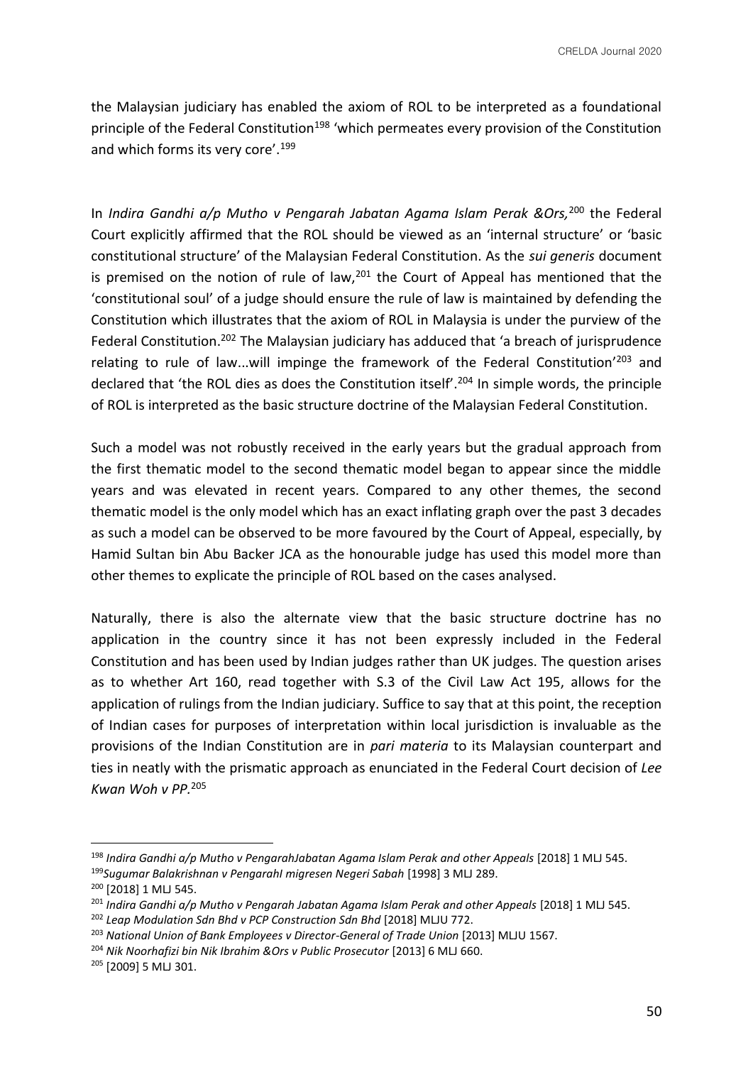the Malaysian judiciary has enabled the axiom of ROL to be interpreted as a foundational principle of the Federal Constitution[198] 'which permeates every provision of the Constitution and which forms its very core'.[199]

In *Indira Gandhi a/p Mutho v Pengarah Jabatan Agama Islam Perak &Ors,*[200] the Federal Court explicitly affirmed that the ROL should be viewed as an 'internal structure' or 'basic constitutional structure' of the Malaysian Federal Constitution. As the *sui generis* document is premised on the notion of rule of law,[201] the Court of Appeal has mentioned that the 'constitutional soul' of a judge should ensure the rule of law is maintained by defending the Constitution which illustrates that the axiom of ROL in Malaysia is under the purview of the Federal Constitution.[202] The Malaysian judiciary has adduced that 'a breach of jurisprudence relating to rule of law...will impinge the framework of the Federal Constitution'[203] and declared that 'the ROL dies as does the Constitution itself'.[204] In simple words, the principle of ROL is interpreted as the basic structure doctrine of the Malaysian Federal Constitution.

Such a model was not robustly received in the early years but the gradual approach from the first thematic model to the second thematic model began to appear since the middle years and was elevated in recent years. Compared to any other themes, the second thematic model is the only model which has an exact inflating graph over the past 3 decades as such a model can be observed to be more favoured by the Court of Appeal, especially, by Hamid Sultan bin Abu Backer JCA as the honourable judge has used this model more than other themes to explicate the principle of ROL based on the cases analysed.

Naturally, there is also the alternate view that the basic structure doctrine has no application in the country since it has not been expressly included in the Federal Constitution and has been used by Indian judges rather than UK judges. The question arises as to whether Art 160, read together with S.3 of the Civil Law Act 195, allows for the application of rulings from the Indian judiciary. Suffice to say that at this point, the reception of Indian cases for purposes of interpretation within local jurisdiction is invaluable as the provisions of the Indian Constitution are in *pari materia* to its Malaysian counterpart and ties in neatly with the prismatic approach as enunciated in the Federal Court decision of *Lee Kwan Woh v PP.*[205]

---

[198] *Indira Gandhi a/p Mutho v PengarahJabatan Agama Islam Perak and other Appeals* [2018] 1 MLJ 545.

[199] *Sugumar Balakrishnan v PengarahI migresen Negeri Sabah* [1998] 3 MLJ 289.

[200] [2018] 1 MLJ 545.

[201] *Indira Gandhi a/p Mutho v Pengarah Jabatan Agama Islam Perak and other Appeals* [2018] 1 MLJ 545.

[202] *Leap Modulation Sdn Bhd v PCP Construction Sdn Bhd* [2018] MLJU 772.

[203] *National Union of Bank Employees v Director-General of Trade Union* [2013] MLJU 1567.

[204] *Nik Noorhafizi bin Nik Ibrahim &Ors v Public Prosecutor* [2013] 6 MLJ 660.

[205] [2009] 5 MLJ 301.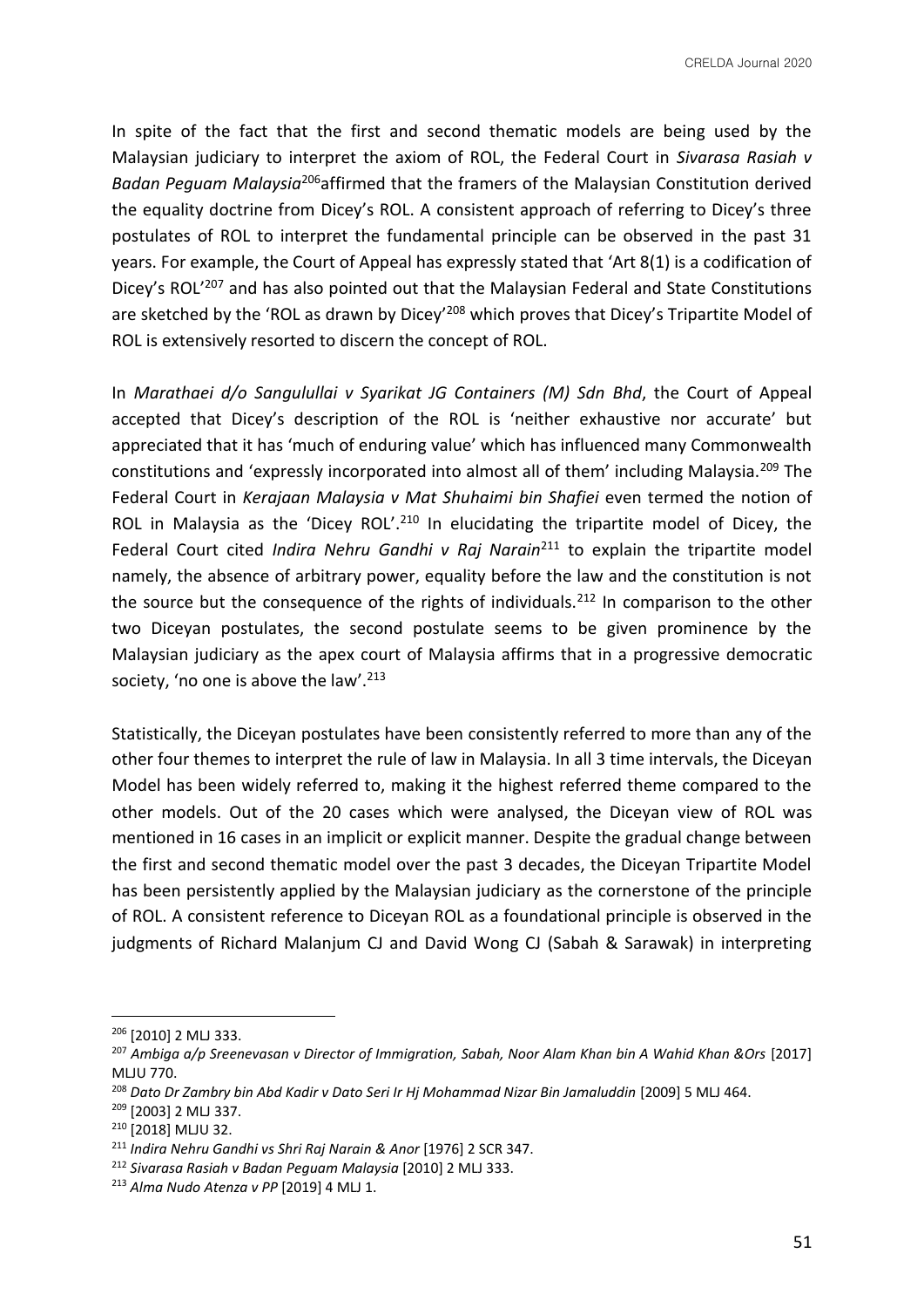In spite of the fact that the first and second thematic models are being used by the Malaysian judiciary to interpret the axiom of ROL, the Federal Court in *Sivarasa Rasiah v Badan Peguam Malaysia*[206]affirmed that the framers of the Malaysian Constitution derived the equality doctrine from Dicey's ROL. A consistent approach of referring to Dicey's three postulates of ROL to interpret the fundamental principle can be observed in the past 31 years. For example, the Court of Appeal has expressly stated that 'Art 8(1) is a codification of Dicey's ROL'[207] and has also pointed out that the Malaysian Federal and State Constitutions are sketched by the 'ROL as drawn by Dicey'[208] which proves that Dicey's Tripartite Model of ROL is extensively resorted to discern the concept of ROL.

In *Marathaei d/o Sangulullai v Syarikat JG Containers (M) Sdn Bhd*, the Court of Appeal accepted that Dicey's description of the ROL is 'neither exhaustive nor accurate' but appreciated that it has 'much of enduring value' which has influenced many Commonwealth constitutions and 'expressly incorporated into almost all of them' including Malaysia.[209] The Federal Court in *Kerajaan Malaysia v Mat Shuhaimi bin Shafiei* even termed the notion of ROL in Malaysia as the 'Dicey ROL'.[210] In elucidating the tripartite model of Dicey, the Federal Court cited *Indira Nehru Gandhi v Raj Narain*[211] to explain the tripartite model namely, the absence of arbitrary power, equality before the law and the constitution is not the source but the consequence of the rights of individuals.[212] In comparison to the other two Diceyan postulates, the second postulate seems to be given prominence by the Malaysian judiciary as the apex court of Malaysia affirms that in a progressive democratic society, 'no one is above the law'.[213]

Statistically, the Diceyan postulates have been consistently referred to more than any of the other four themes to interpret the rule of law in Malaysia. In all 3 time intervals, the Diceyan Model has been widely referred to, making it the highest referred theme compared to the other models. Out of the 20 cases which were analysed, the Diceyan view of ROL was mentioned in 16 cases in an implicit or explicit manner. Despite the gradual change between the first and second thematic model over the past 3 decades, the Diceyan Tripartite Model has been persistently applied by the Malaysian judiciary as the cornerstone of the principle of ROL. A consistent reference to Diceyan ROL as a foundational principle is observed in the judgments of Richard Malanjum CJ and David Wong CJ (Sabah & Sarawak) in interpreting

---

[206] [2010] 2 MLJ 333.

[207] *Ambiga a/p Sreenevasan v Director of Immigration, Sabah, Noor Alam Khan bin A Wahid Khan &Ors* [2017] MLJU 770.

[208] *Dato Dr Zambry bin Abd Kadir v Dato Seri Ir Hj Mohammad Nizar Bin Jamaluddin* [2009] 5 MLJ 464.

[209] [2003] 2 MLJ 337.

[210] [2018] MLJU 32.

[211] *Indira Nehru Gandhi vs Shri Raj Narain & Anor* [1976] 2 SCR 347.

[212] *Sivarasa Rasiah v Badan Peguam Malaysia* [2010] 2 MLJ 333.

[213] *Alma Nudo Atenza v PP* [2019] 4 MLJ 1.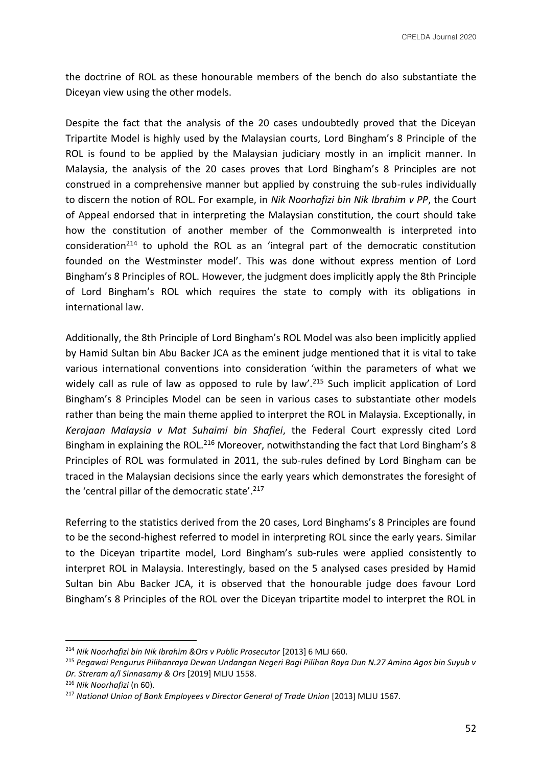the doctrine of ROL as these honourable members of the bench do also substantiate the Diceyan view using the other models.

Despite the fact that the analysis of the 20 cases undoubtedly proved that the Diceyan Tripartite Model is highly used by the Malaysian courts, Lord Bingham's 8 Principle of the ROL is found to be applied by the Malaysian judiciary mostly in an implicit manner. In Malaysia, the analysis of the 20 cases proves that Lord Bingham's 8 Principles are not construed in a comprehensive manner but applied by construing the sub-rules individually to discern the notion of ROL. For example, in *Nik Noorhafizi bin Nik Ibrahim v PP*, the Court of Appeal endorsed that in interpreting the Malaysian constitution, the court should take how the constitution of another member of the Commonwealth is interpreted into consideration[214] to uphold the ROL as an 'integral part of the democratic constitution founded on the Westminster model'. This was done without express mention of Lord Bingham's 8 Principles of ROL. However, the judgment does implicitly apply the 8th Principle of Lord Bingham's ROL which requires the state to comply with its obligations in international law.

Additionally, the 8th Principle of Lord Bingham's ROL Model was also been implicitly applied by Hamid Sultan bin Abu Backer JCA as the eminent judge mentioned that it is vital to take various international conventions into consideration 'within the parameters of what we widely call as rule of law as opposed to rule by law'.[215] Such implicit application of Lord Bingham's 8 Principles Model can be seen in various cases to substantiate other models rather than being the main theme applied to interpret the ROL in Malaysia. Exceptionally, in *Kerajaan Malaysia v Mat Suhaimi bin Shafiei*, the Federal Court expressly cited Lord Bingham in explaining the ROL.[216] Moreover, notwithstanding the fact that Lord Bingham's 8 Principles of ROL was formulated in 2011, the sub-rules defined by Lord Bingham can be traced in the Malaysian decisions since the early years which demonstrates the foresight of the 'central pillar of the democratic state'.[217]

Referring to the statistics derived from the 20 cases, Lord Binghams's 8 Principles are found to be the second-highest referred to model in interpreting ROL since the early years. Similar to the Diceyan tripartite model, Lord Bingham's sub-rules were applied consistently to interpret ROL in Malaysia. Interestingly, based on the 5 analysed cases presided by Hamid Sultan bin Abu Backer JCA, it is observed that the honourable judge does favour Lord Bingham's 8 Principles of the ROL over the Diceyan tripartite model to interpret the ROL in

---

[214] *Nik Noorhafizi bin Nik Ibrahim &Ors v Public Prosecutor* [2013] 6 MLJ 660.

[215] *Pegawai Pengurus Pilihanraya Dewan Undangan Negeri Bagi Pilihan Raya Dun N.27 Amino Agos bin Suyub v Dr. Streram a/l Sinnasamy & Ors* [2019] MLJU 1558.

[216] *Nik Noorhafizi* (n 60).

[217] *National Union of Bank Employees v Director General of Trade Union* [2013] MLJU 1567.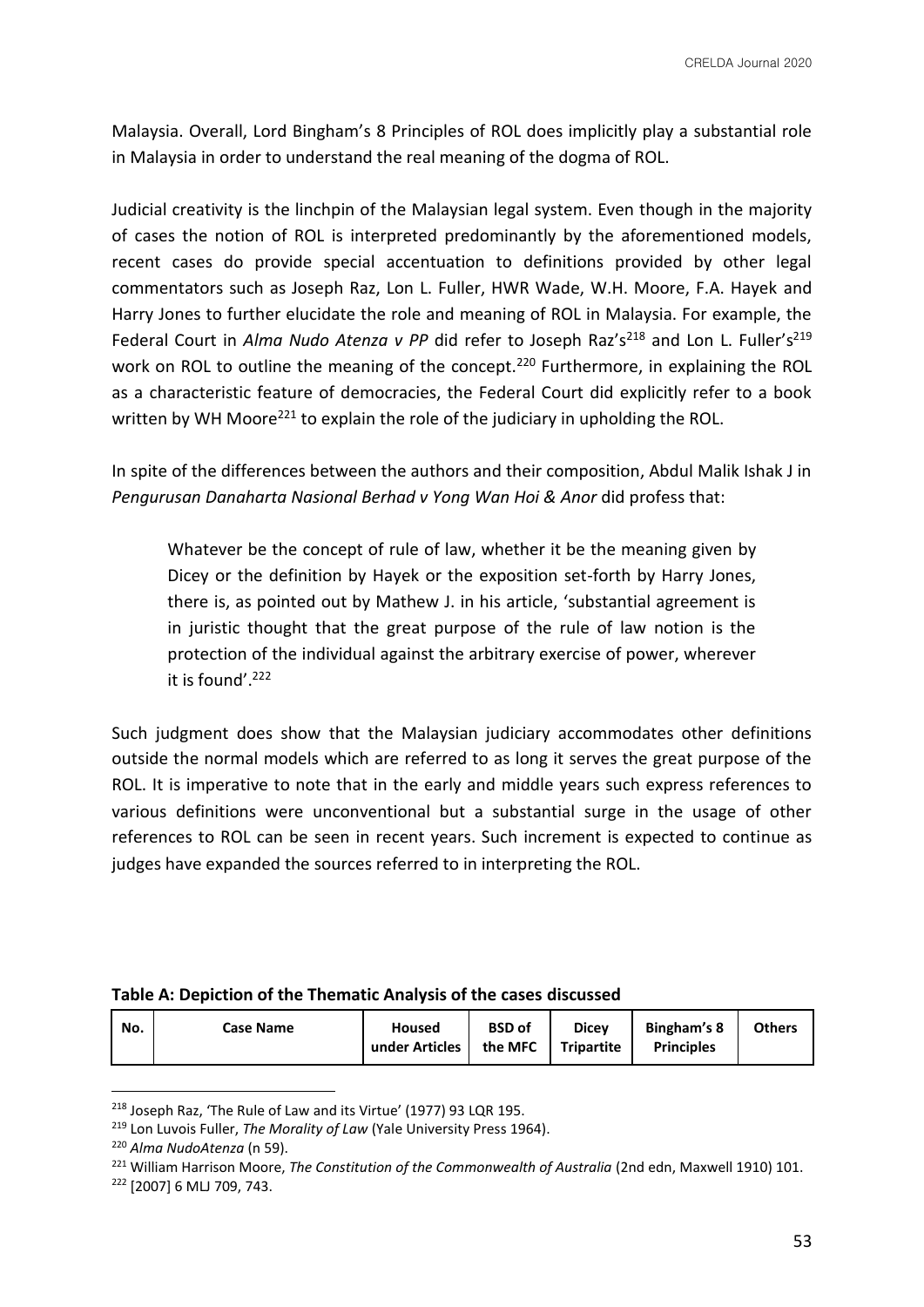Malaysia. Overall, Lord Bingham's 8 Principles of ROL does implicitly play a substantial role in Malaysia in order to understand the real meaning of the dogma of ROL.

Judicial creativity is the linchpin of the Malaysian legal system. Even though in the majority of cases the notion of ROL is interpreted predominantly by the aforementioned models, recent cases do provide special accentuation to definitions provided by other legal commentators such as Joseph Raz, Lon L. Fuller, HWR Wade, W.H. Moore, F.A. Hayek and Harry Jones to further elucidate the role and meaning of ROL in Malaysia. For example, the Federal Court in *Alma Nudo Atenza v PP* did refer to Joseph Raz's[218] and Lon L. Fuller's[219] work on ROL to outline the meaning of the concept.[220] Furthermore, in explaining the ROL as a characteristic feature of democracies, the Federal Court did explicitly refer to a book written by WH Moore[221] to explain the role of the judiciary in upholding the ROL.

In spite of the differences between the authors and their composition, Abdul Malik Ishak J in *Pengurusan Danaharta Nasional Berhad v Yong Wan Hoi & Anor* did profess that:

> Whatever be the concept of rule of law, whether it be the meaning given by Dicey or the definition by Hayek or the exposition set-forth by Harry Jones, there is, as pointed out by Mathew J. in his article, 'substantial agreement is in juristic thought that the great purpose of the rule of law notion is the protection of the individual against the arbitrary exercise of power, wherever it is found'.[222]

Such judgment does show that the Malaysian judiciary accommodates other definitions outside the normal models which are referred to as long it serves the great purpose of the ROL. It is imperative to note that in the early and middle years such express references to various definitions were unconventional but a substantial surge in the usage of other references to ROL can be seen in recent years. Such increment is expected to continue as judges have expanded the sources referred to in interpreting the ROL.

**Table A: Depiction of the Thematic Analysis of the cases discussed**

| No. | Case Name | Housed under Articles | BSD of the MFC | Dicey Tripartite | Bingham's 8 Principles | Others |
|---|---|---|---|---|---|---|

[218] Joseph Raz, 'The Rule of Law and its Virtue' (1977) 93 LQR 195.

[219] Lon Luvois Fuller, *The Morality of Law* (Yale University Press 1964).

[220] *Alma NudoAtenza* (n 59).

[221] William Harrison Moore, *The Constitution of the Commonwealth of Australia* (2nd edn, Maxwell 1910) 101.

[222] [2007] 6 MLJ 709, 743.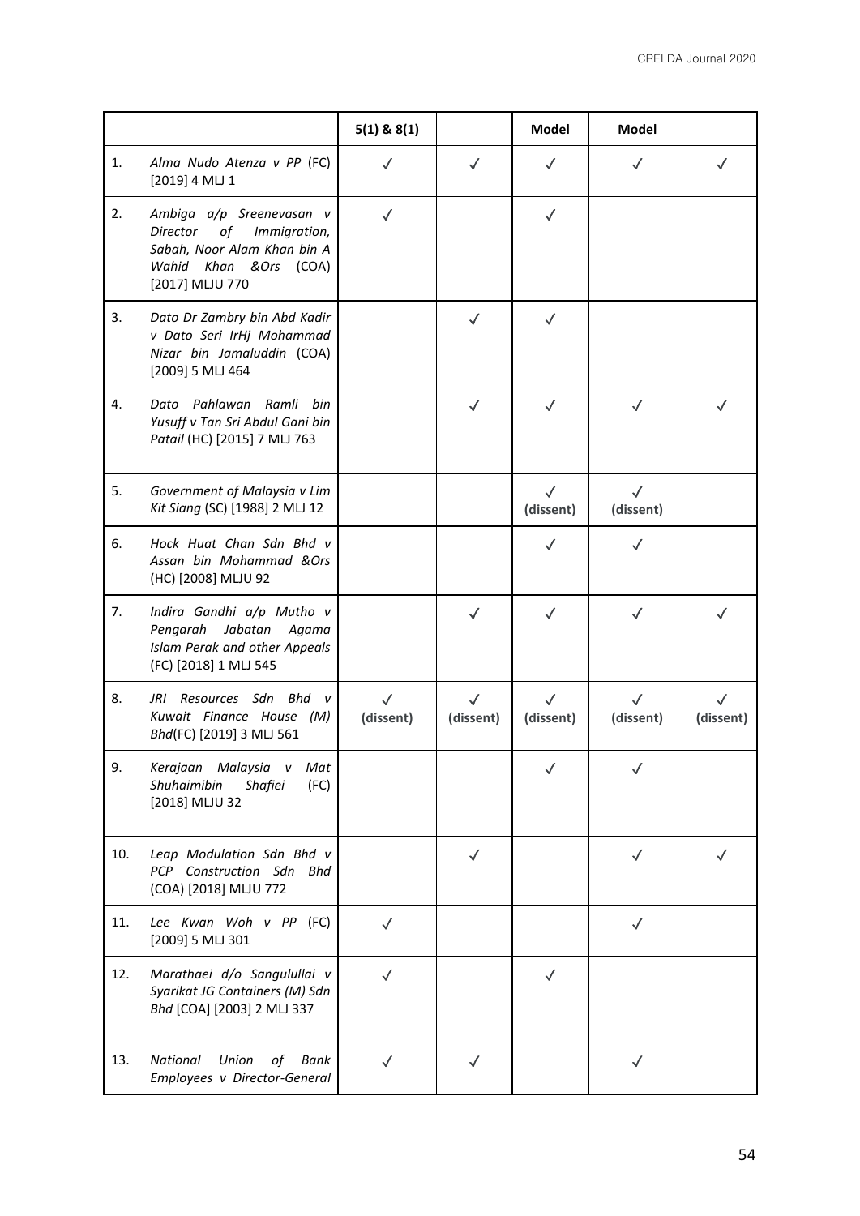| | | 5(1) & 8(1) | | Model | Model | |
|---|---|---|---|---|---|---|
| 1. | *Alma Nudo Atenza v PP* (FC) [2019] 4 MLJ 1 | ✓ | ✓ | ✓ | ✓ | ✓ |
| 2. | *Ambiga a/p Sreenevasan v Director of Immigration, Sabah, Noor Alam Khan bin A Wahid Khan &Ors* (COA) [2017] MLJU 770 | ✓ | | ✓ | | |
| 3. | *Dato Dr Zambry bin Abd Kadir v Dato Seri IrHj Mohammad Nizar bin Jamaluddin* (COA) [2009] 5 MLJ 464 | | ✓ | ✓ | | |
| 4. | *Dato Pahlawan Ramli bin Yusuff v Tan Sri Abdul Gani bin Patail* (HC) [2015] 7 MLJ 763 | | ✓ | ✓ | ✓ | ✓ |
| 5. | *Government of Malaysia v Lim Kit Siang* (SC) [1988] 2 MLJ 12 | | | ✓ **(dissent)** | ✓ **(dissent)** | |
| 6. | *Hock Huat Chan Sdn Bhd v Assan bin Mohammad &Ors* (HC) [2008] MLJU 92 | | | ✓ | ✓ | |
| 7. | *Indira Gandhi a/p Mutho v Pengarah Jabatan Agama Islam Perak and other Appeals* (FC) [2018] 1 MLJ 545 | | ✓ | ✓ | ✓ | ✓ |
| 8. | *JRI Resources Sdn Bhd v Kuwait Finance House (M) Bhd*(FC) [2019] 3 MLJ 561 | ✓ **(dissent)** | ✓ **(dissent)** | ✓ **(dissent)** | ✓ **(dissent)** | ✓ **(dissent)** |
| 9. | *Kerajaan Malaysia v Mat Shuhaimibin Shafiei* (FC) [2018] MLJU 32 | | | ✓ | ✓ | |
| 10. | *Leap Modulation Sdn Bhd v PCP Construction Sdn Bhd* (COA) [2018] MLJU 772 | | ✓ | | ✓ | ✓ |
| 11. | *Lee Kwan Woh v PP* (FC) [2009] 5 MLJ 301 | ✓ | | | ✓ | |
| 12. | *Marathaei d/o Sangulullai v Syarikat JG Containers (M) Sdn Bhd* [COA] [2003] 2 MLJ 337 | ✓ | | ✓ | | |
| 13. | *National Union of Bank Employees v Director-General* | ✓ | ✓ | | ✓ | |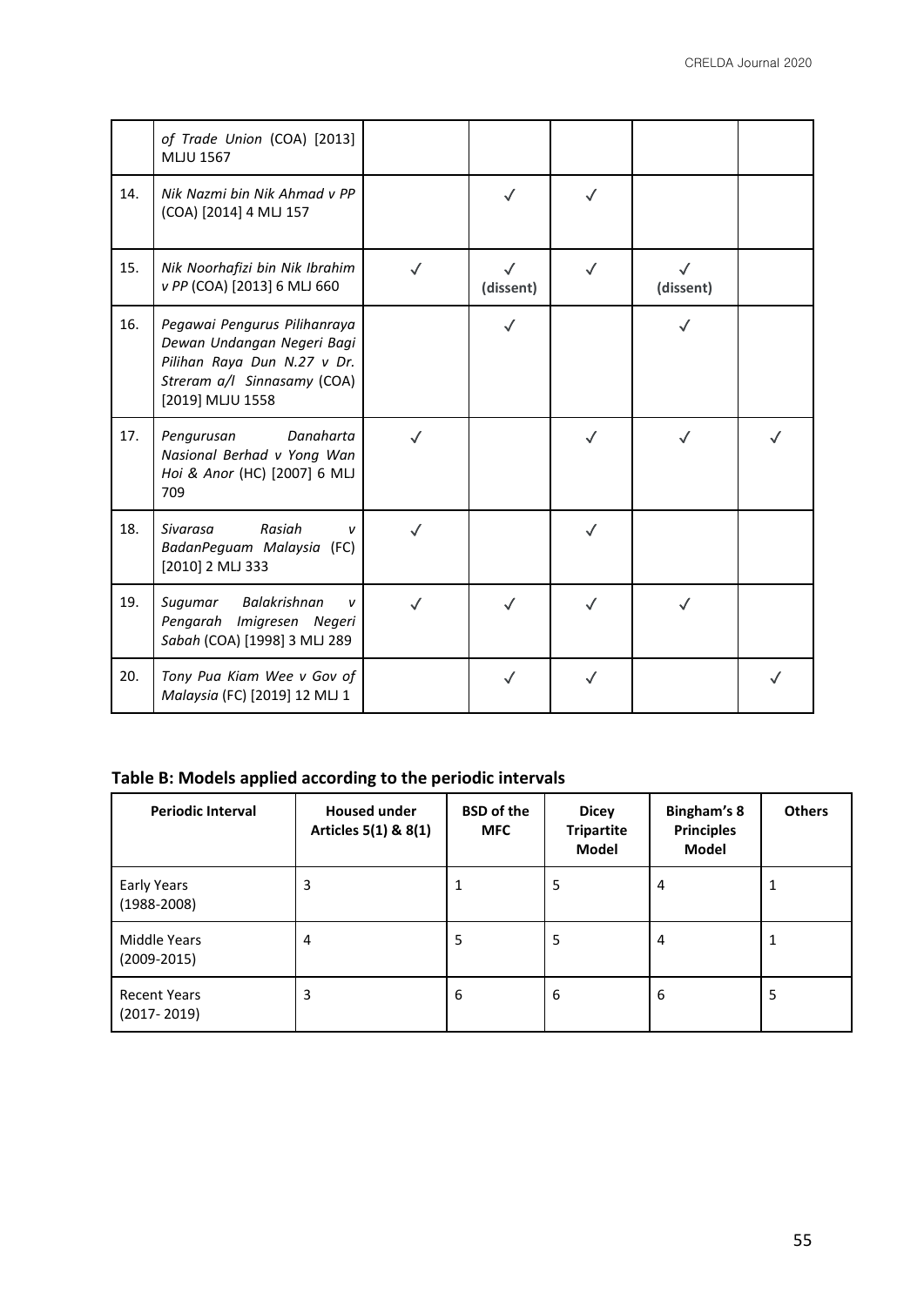|  |  |  |  |  |  |  |
|---|---|---|---|---|---|---|
|  | *of Trade Union* (COA) [2013] MLJU 1567 |  |  |  |  |  |
| 14. | *Nik Nazmi bin Nik Ahmad v PP* (COA) [2014] 4 MLJ 157 |  | ✓ | ✓ |  |  |
| 15. | *Nik Noorhafizi bin Nik Ibrahim v PP* (COA) [2013] 6 MLJ 660 | ✓ | ✓ **(dissent)** | ✓ | ✓ **(dissent)** |  |
| 16. | *Pegawai Pengurus Pilihanraya Dewan Undangan Negeri Bagi Pilihan Raya Dun N.27 v Dr. Streram a/l Sinnasamy* (COA) [2019] MLJU 1558 |  | ✓ |  | ✓ |  |
| 17. | *Pengurusan Danaharta Nasional Berhad v Yong Wan Hoi & Anor* (HC) [2007] 6 MLJ 709 | ✓ |  | ✓ | ✓ | ✓ |
| 18. | *Sivarasa Rasiah v BadanPeguam Malaysia* (FC) [2010] 2 MLJ 333 | ✓ |  | ✓ |  |  |
| 19. | *Sugumar Balakrishnan v Pengarah Imigresen Negeri Sabah* (COA) [1998] 3 MLJ 289 | ✓ | ✓ | ✓ | ✓ |  |
| 20. | *Tony Pua Kiam Wee v Gov of Malaysia* (FC) [2019] 12 MLJ 1 |  | ✓ | ✓ |  | ✓ |

**Table B: Models applied according to the periodic intervals**

| Periodic Interval | Housed under Articles 5(1) & 8(1) | BSD of the MFC | Dicey Tripartite Model | Bingham's 8 Principles Model | Others |
|---|---|---|---|---|---|
| Early Years (1988-2008) | 3 | 1 | 5 | 4 | 1 |
| Middle Years (2009-2015) | 4 | 5 | 5 | 4 | 1 |
| Recent Years (2017- 2019) | 3 | 6 | 6 | 6 | 5 |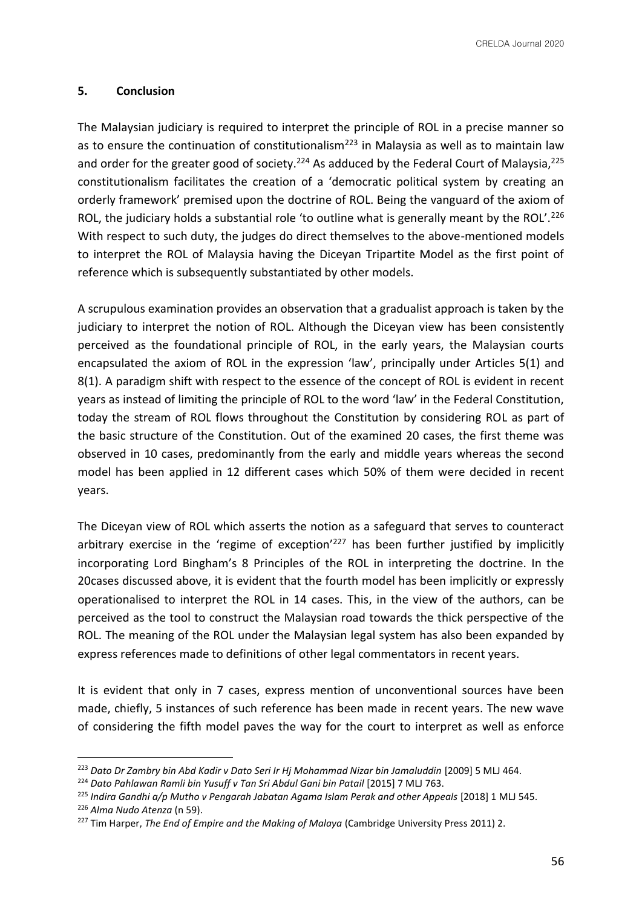## 5. Conclusion

The Malaysian judiciary is required to interpret the principle of ROL in a precise manner so as to ensure the continuation of constitutionalism[223] in Malaysia as well as to maintain law and order for the greater good of society.[224] As adduced by the Federal Court of Malaysia,[225] constitutionalism facilitates the creation of a 'democratic political system by creating an orderly framework' premised upon the doctrine of ROL. Being the vanguard of the axiom of ROL, the judiciary holds a substantial role 'to outline what is generally meant by the ROL'.[226] With respect to such duty, the judges do direct themselves to the above-mentioned models to interpret the ROL of Malaysia having the Diceyan Tripartite Model as the first point of reference which is subsequently substantiated by other models.

A scrupulous examination provides an observation that a gradualist approach is taken by the judiciary to interpret the notion of ROL. Although the Diceyan view has been consistently perceived as the foundational principle of ROL, in the early years, the Malaysian courts encapsulated the axiom of ROL in the expression 'law', principally under Articles 5(1) and 8(1). A paradigm shift with respect to the essence of the concept of ROL is evident in recent years as instead of limiting the principle of ROL to the word 'law' in the Federal Constitution, today the stream of ROL flows throughout the Constitution by considering ROL as part of the basic structure of the Constitution. Out of the examined 20 cases, the first theme was observed in 10 cases, predominantly from the early and middle years whereas the second model has been applied in 12 different cases which 50% of them were decided in recent years.

The Diceyan view of ROL which asserts the notion as a safeguard that serves to counteract arbitrary exercise in the 'regime of exception'[227] has been further justified by implicitly incorporating Lord Bingham's 8 Principles of the ROL in interpreting the doctrine. In the 20cases discussed above, it is evident that the fourth model has been implicitly or expressly operationalised to interpret the ROL in 14 cases. This, in the view of the authors, can be perceived as the tool to construct the Malaysian road towards the thick perspective of the ROL. The meaning of the ROL under the Malaysian legal system has also been expanded by express references made to definitions of other legal commentators in recent years.

It is evident that only in 7 cases, express mention of unconventional sources have been made, chiefly, 5 instances of such reference has been made in recent years. The new wave of considering the fifth model paves the way for the court to interpret as well as enforce

---

[223] *Dato Dr Zambry bin Abd Kadir v Dato Seri Ir Hj Mohammad Nizar bin Jamaluddin* [2009] 5 MLJ 464.

[224] *Dato Pahlawan Ramli bin Yusuff v Tan Sri Abdul Gani bin Patail* [2015] 7 MLJ 763.

[225] *Indira Gandhi a/p Mutho v Pengarah Jabatan Agama Islam Perak and other Appeals* [2018] 1 MLJ 545.

[226] *Alma Nudo Atenza* (n 59).

[227] Tim Harper, *The End of Empire and the Making of Malaya* (Cambridge University Press 2011) 2.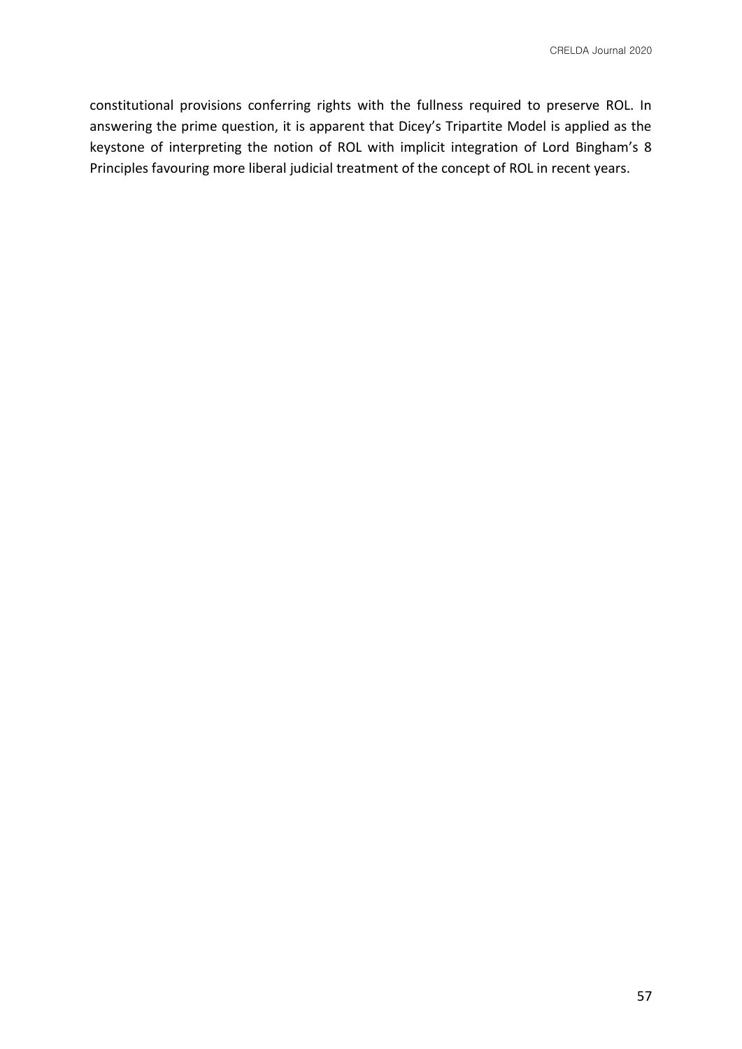constitutional provisions conferring rights with the fullness required to preserve ROL. In answering the prime question, it is apparent that Dicey's Tripartite Model is applied as the keystone of interpreting the notion of ROL with implicit integration of Lord Bingham's 8 Principles favouring more liberal judicial treatment of the concept of ROL in recent years.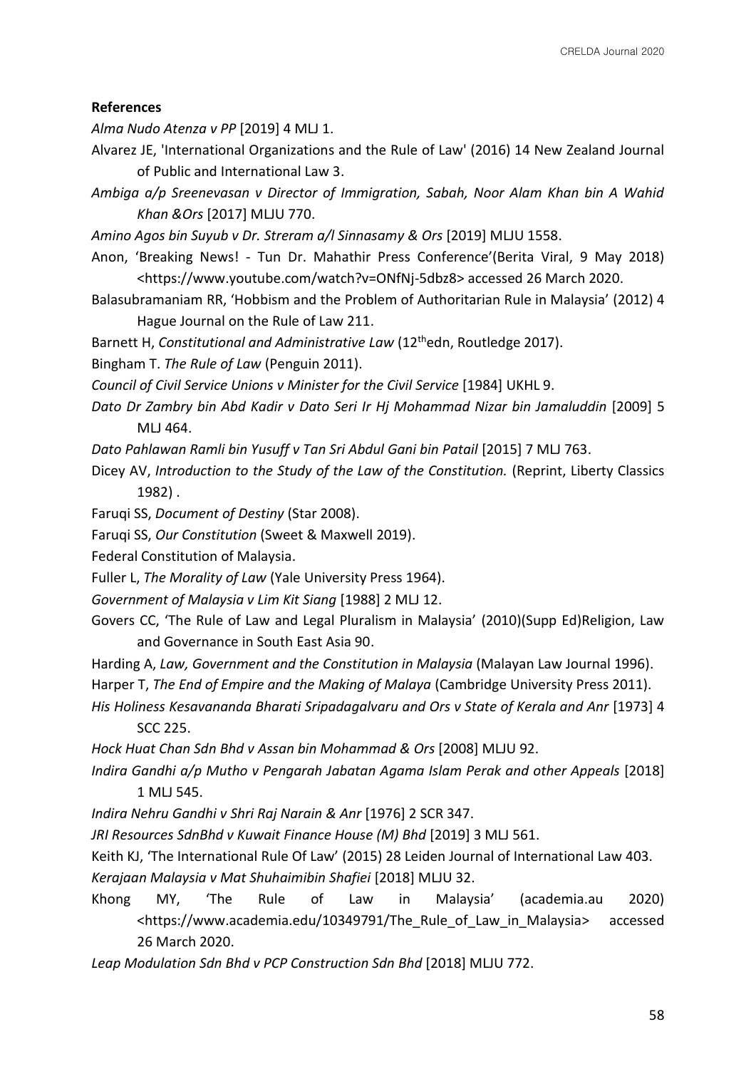**References**

*Alma Nudo Atenza v PP* [2019] 4 MLJ 1.

Alvarez JE, 'International Organizations and the Rule of Law' (2016) 14 New Zealand Journal of Public and International Law 3.

*Ambiga a/p Sreenevasan v Director of Immigration, Sabah, Noor Alam Khan bin A Wahid Khan &Ors* [2017] MLJU 770.

*Amino Agos bin Suyub v Dr. Streram a/l Sinnasamy & Ors* [2019] MLJU 1558.

Anon, 'Breaking News! - Tun Dr. Mahathir Press Conference'(Berita Viral, 9 May 2018) <https://www.youtube.com/watch?v=ONfNj-5dbz8> accessed 26 March 2020.

Balasubramaniam RR, 'Hobbism and the Problem of Authoritarian Rule in Malaysia' (2012) 4 Hague Journal on the Rule of Law 211.

Barnett H, *Constitutional and Administrative Law* (12thedn, Routledge 2017).

Bingham T. *The Rule of Law* (Penguin 2011).

*Council of Civil Service Unions v Minister for the Civil Service* [1984] UKHL 9.

*Dato Dr Zambry bin Abd Kadir v Dato Seri Ir Hj Mohammad Nizar bin Jamaluddin* [2009] 5 MLJ 464.

*Dato Pahlawan Ramli bin Yusuff v Tan Sri Abdul Gani bin Patail* [2015] 7 MLJ 763.

Dicey AV, *Introduction to the Study of the Law of the Constitution.* (Reprint, Liberty Classics 1982) .

Faruqi SS, *Document of Destiny* (Star 2008).

Faruqi SS, *Our Constitution* (Sweet & Maxwell 2019).

Federal Constitution of Malaysia.

Fuller L, *The Morality of Law* (Yale University Press 1964).

*Government of Malaysia v Lim Kit Siang* [1988] 2 MLJ 12.

Govers CC, 'The Rule of Law and Legal Pluralism in Malaysia' (2010)(Supp Ed)Religion, Law and Governance in South East Asia 90.

Harding A, *Law, Government and the Constitution in Malaysia* (Malayan Law Journal 1996).

Harper T, *The End of Empire and the Making of Malaya* (Cambridge University Press 2011).

*His Holiness Kesavananda Bharati Sripadagalvaru and Ors v State of Kerala and Anr* [1973] 4 SCC 225.

*Hock Huat Chan Sdn Bhd v Assan bin Mohammad & Ors* [2008] MLJU 92.

*Indira Gandhi a/p Mutho v Pengarah Jabatan Agama Islam Perak and other Appeals* [2018] 1 MLJ 545.

*Indira Nehru Gandhi v Shri Raj Narain & Anr* [1976] 2 SCR 347.

*JRI Resources SdnBhd v Kuwait Finance House (M) Bhd* [2019] 3 MLJ 561.

Keith KJ, 'The International Rule Of Law' (2015) 28 Leiden Journal of International Law 403.

*Kerajaan Malaysia v Mat Shuhaimibin Shafiei* [2018] MLJU 32.

Khong MY, 'The Rule of Law in Malaysia' (academia.au 2020) <https://www.academia.edu/10349791/The_Rule_of_Law_in_Malaysia> accessed 26 March 2020.

*Leap Modulation Sdn Bhd v PCP Construction Sdn Bhd* [2018] MLJU 772.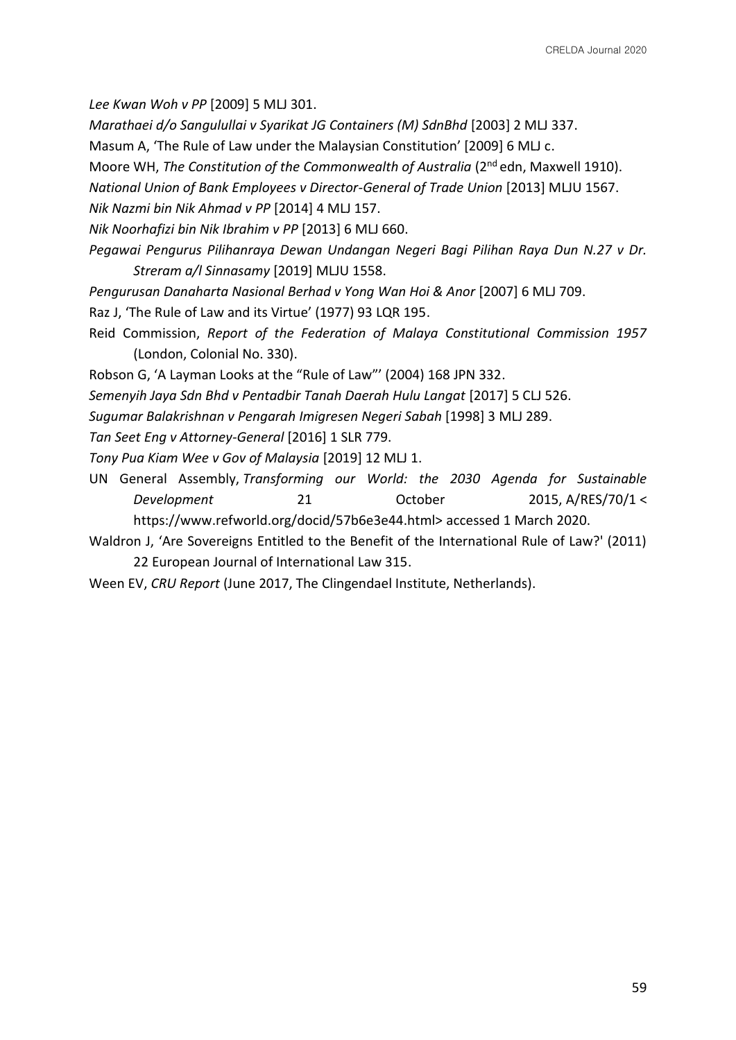*Lee Kwan Woh v PP* [2009] 5 MLJ 301.

*Marathaei d/o Sangulullai v Syarikat JG Containers (M) SdnBhd* [2003] 2 MLJ 337.

Masum A, 'The Rule of Law under the Malaysian Constitution' [2009] 6 MLJ c.

Moore WH, *The Constitution of the Commonwealth of Australia* (2nd edn, Maxwell 1910).

*National Union of Bank Employees v Director-General of Trade Union* [2013] MLJU 1567.

*Nik Nazmi bin Nik Ahmad v PP* [2014] 4 MLJ 157.

*Nik Noorhafizi bin Nik Ibrahim v PP* [2013] 6 MLJ 660.

*Pegawai Pengurus Pilihanraya Dewan Undangan Negeri Bagi Pilihan Raya Dun N.27 v Dr. Streram a/l Sinnasamy* [2019] MLJU 1558.

*Pengurusan Danaharta Nasional Berhad v Yong Wan Hoi & Anor* [2007] 6 MLJ 709.

Raz J, 'The Rule of Law and its Virtue' (1977) 93 LQR 195.

Reid Commission, *Report of the Federation of Malaya Constitutional Commission 1957* (London, Colonial No. 330).

Robson G, 'A Layman Looks at the "Rule of Law"' (2004) 168 JPN 332.

*Semenyih Jaya Sdn Bhd v Pentadbir Tanah Daerah Hulu Langat* [2017] 5 CLJ 526.

*Sugumar Balakrishnan v Pengarah Imigresen Negeri Sabah* [1998] 3 MLJ 289.

*Tan Seet Eng v Attorney-General* [2016] 1 SLR 779.

*Tony Pua Kiam Wee v Gov of Malaysia* [2019] 12 MLJ 1.

UN General Assembly, *Transforming our World: the 2030 Agenda for Sustainable Development* 21 October 2015, A/RES/70/1 < https://www.refworld.org/docid/57b6e3e44.html> accessed 1 March 2020.

Waldron J, 'Are Sovereigns Entitled to the Benefit of the International Rule of Law?' (2011) 22 European Journal of International Law 315.

Ween EV, *CRU Report* (June 2017, The Clingendael Institute, Netherlands).